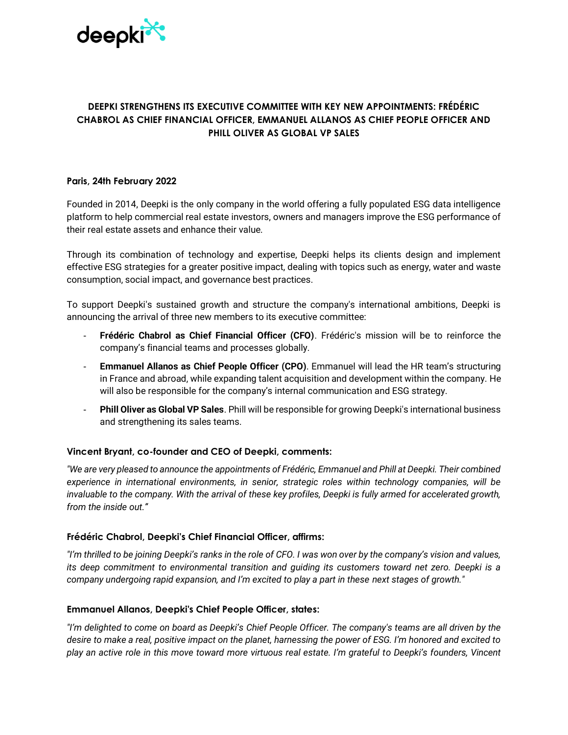# DEEPKI STRENGTHENS ITS EXECUTIVE COMMITTEE WITH KEY NEW APPOINTMENTS: FRÉDÉRIC CHABROL AS CHIEF FINANCIAL OFFICER, EMMANUEL ALLANOS AS CHIEF PEOPLE OFFICER AND PHILL OLIVER AS GLOBAL VP SALES

**Paris, 24th February 2022**

Founded in 2014, Deepki is the only company in the world offering a fully populated ESG data intelligence platform to help commercial real estate investors, owners and managers improve the ESG performance of their real estate assets and enhance their value.

Through its combination of technology and expertise, Deepki helps its clients design and implement effective ESG strategies for a greater positive impact, dealing with topics such as energy, water and waste consumption, social impact, and governance best practices.

To support Deepki's sustained growth and structure the company's international ambitions, Deepki is announcing the arrival of three new members to its executive committee:

- **Frédéric Chabrol as Chief Financial Officer (CFO)**. Frédéric's mission will be to reinforce the company's financial teams and processes globally.
- **Emmanuel Allanos as Chief People Officer (CPO)**. Emmanuel will lead the HR team's structuring in France and abroad, while expanding talent acquisition and development within the company. He will also be responsible for the company's internal communication and ESG strategy.
- **Phill Oliver as Global VP Sales**. Phill will be responsible for growing Deepki's international business and strengthening its sales teams.

### Vincent Bryant, co-founder and CEO of Deepki, comments:

*"We are very pleased to announce the appointments of Frédéric, Emmanuel and Phill at Deepki. Their combined experience in international environments, in senior, strategic roles within technology companies, will be invaluable to the company. With the arrival of these key profiles, Deepki is fully armed for accelerated growth, from the inside out."*

### Frédéric Chabrol, Deepki's Chief Financial Officer, affirms:

*"I'm thrilled to be joining Deepki's ranks in the role of CFO. I was won over by the company's vision and values, its deep commitment to environmental transition and guiding its customers toward net zero. Deepki is a company undergoing rapid expansion, and I'm excited to play a part in these next stages of growth."*

### Emmanuel Allanos, Deepki's Chief People Officer, states:

*"I'm delighted to come on board as Deepki's Chief People Officer. The company's teams are all driven by the desire to make a real, positive impact on the planet, harnessing the power of ESG. I'm honored and excited to play an active role in this move toward more virtuous real estate. I'm grateful to Deepki's founders, Vincent*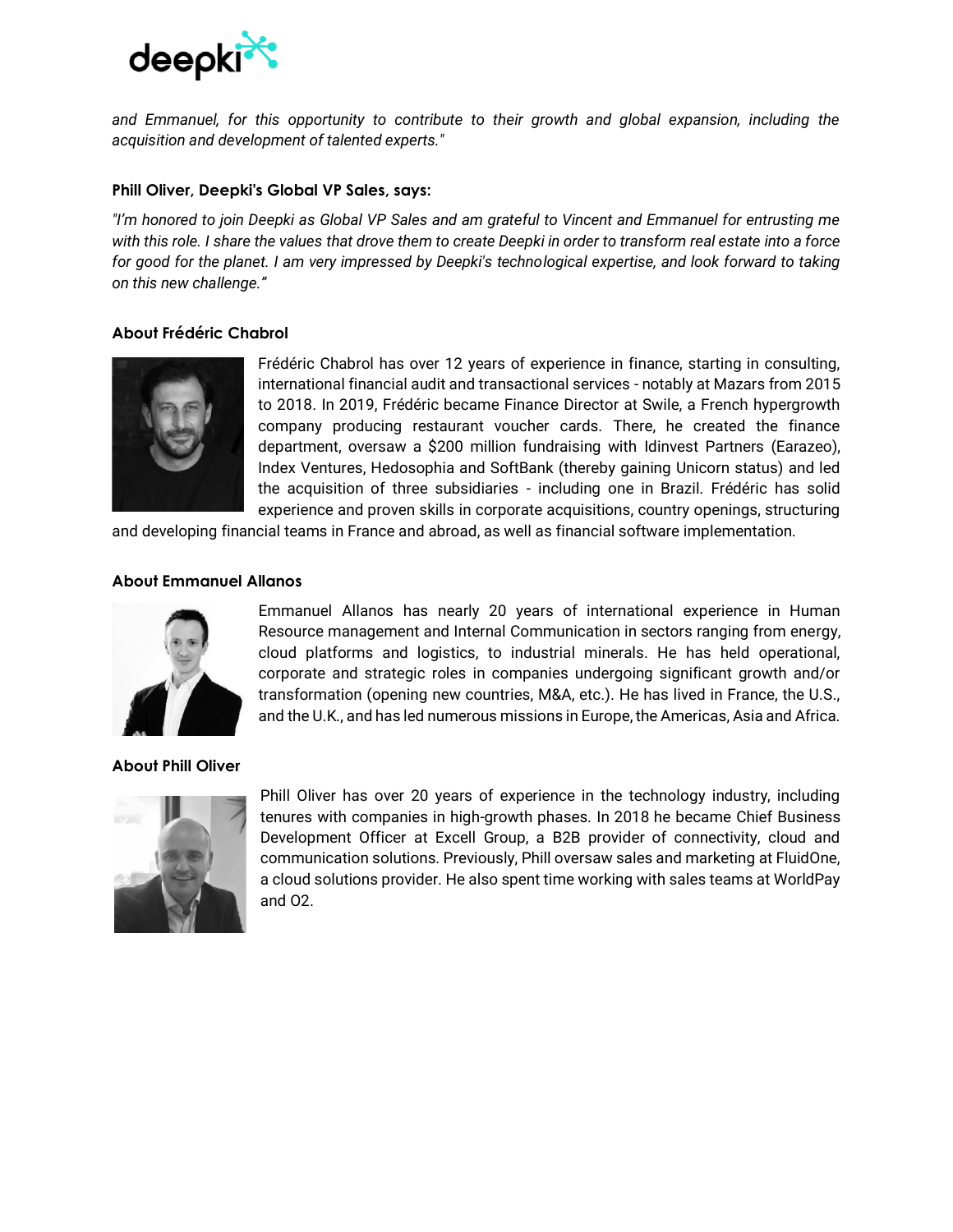*and Emmanuel, for this opportunity to contribute to their growth and global expansion, including the acquisition and development of talented experts."*

**Phill Oliver, Deepki's Global VP Sales, says:**

*"I'm honored to join Deepki as Global VP Sales and am grateful to Vincent and Emmanuel for entrusting me with this role. I share the values that drove them to create Deepki in order to transform real estate into a force for good for the planet. I am very impressed by Deepki's technological expertise, and look forward to taking on this new challenge."*

### About Frédéric Chabrol

Frédéric Chabrol has over 12 years of experience in finance, starting in consulting, international financial audit and transactional services - notably at Mazars from 2015 to 2018. In 2019, Frédéric became Finance Director at Swile, a French hypergrowth company producing restaurant voucher cards. There, he created the finance department, oversaw a $200 million fundraising with Idinvest Partners (Earazeo), Index Ventures, Hedosophia and SoftBank (thereby gaining Unicorn status) and led the acquisition of three subsidiaries - including one in Brazil. Frédéric has solid experience and proven skills in corporate acquisitions, country openings, structuring and developing financial teams in France and abroad, as well as financial software implementation.

### About Emmanuel Allanos

Emmanuel Allanos has nearly 20 years of international experience in Human Resource management and Internal Communication in sectors ranging from energy, cloud platforms and logistics, to industrial minerals. He has held operational, corporate and strategic roles in companies undergoing significant growth and/or transformation (opening new countries, M&A, etc.). He has lived in France, the U.S., and the U.K., and has led numerous missions in Europe, the Americas, Asia and Africa.

### About Phill Oliver

Phill Oliver has over 20 years of experience in the technology industry, including tenures with companies in high-growth phases. In 2018 he became Chief Business Development Officer at Excell Group, a B2B provider of connectivity, cloud and communication solutions. Previously, Phill oversaw sales and marketing at FluidOne, a cloud solutions provider. He also spent time working with sales teams at WorldPay and O2.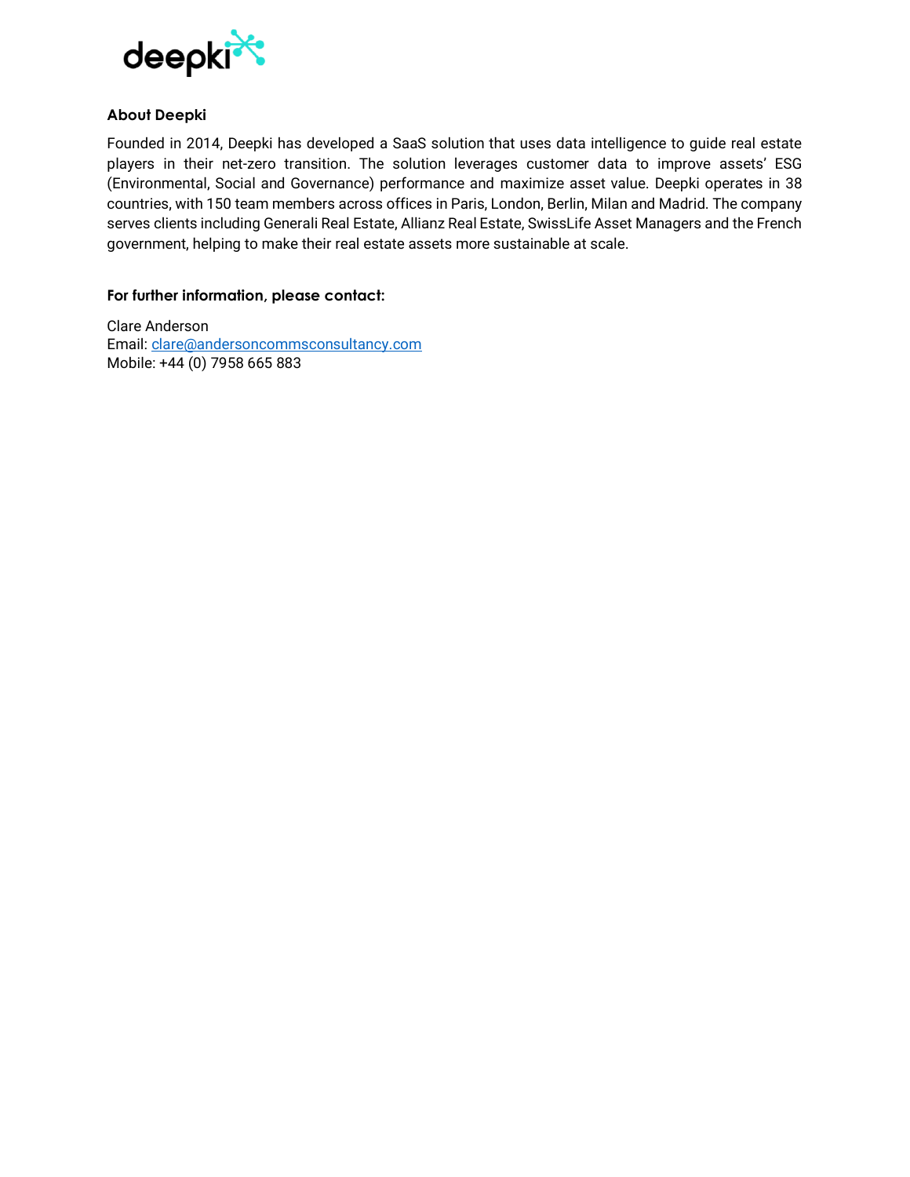## About Deepki

Founded in 2014, Deepki has developed a SaaS solution that uses data intelligence to guide real estate players in their net-zero transition. The solution leverages customer data to improve assets' ESG (Environmental, Social and Governance) performance and maximize asset value. Deepki operates in 38 countries, with 150 team members across offices in Paris, London, Berlin, Milan and Madrid. The company serves clients including Generali Real Estate, Allianz Real Estate, SwissLife Asset Managers and the French government, helping to make their real estate assets more sustainable at scale.

**For further information, please contact:**

Clare Anderson
Email: clare@andersoncommsconsultancy.com
Mobile: +44 (0) 7958 665 883